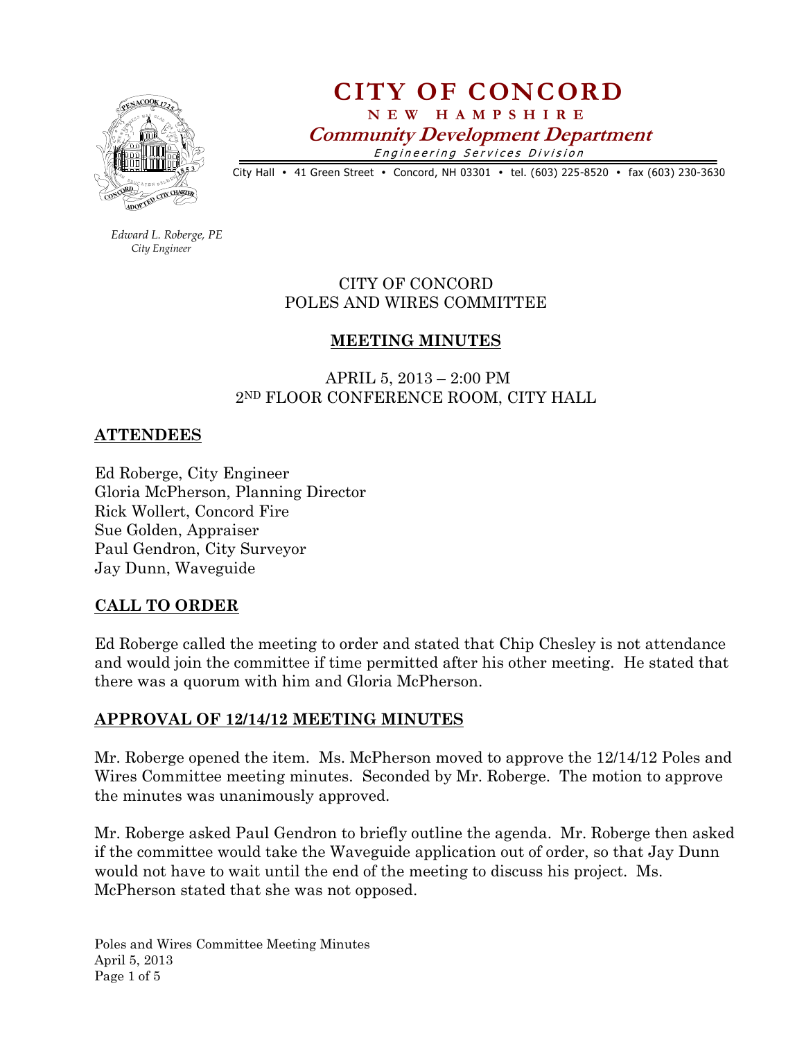# CITY OF CONCORD

**NEW HAMPSHIRE**

***Community Development Department***

*Engineering Services Division*

City Hall • 41 Green Street • Concord, NH 03301 • tel. (603) 225-8520 • fax (603) 230-3630

*Edward L. Roberge, PE*
*City Engineer*

CITY OF CONCORD
POLES AND WIRES COMMITTEE

## MEETING MINUTES

APRIL 5, 2013 – 2:00 PM
2ND FLOOR CONFERENCE ROOM, CITY HALL

## ATTENDEES

Ed Roberge, City Engineer
Gloria McPherson, Planning Director
Rick Wollert, Concord Fire
Sue Golden, Appraiser
Paul Gendron, City Surveyor
Jay Dunn, Waveguide

## CALL TO ORDER

Ed Roberge called the meeting to order and stated that Chip Chesley is not attendance and would join the committee if time permitted after his other meeting. He stated that there was a quorum with him and Gloria McPherson.

## APPROVAL OF 12/14/12 MEETING MINUTES

Mr. Roberge opened the item. Ms. McPherson moved to approve the 12/14/12 Poles and Wires Committee meeting minutes. Seconded by Mr. Roberge. The motion to approve the minutes was unanimously approved.

Mr. Roberge asked Paul Gendron to briefly outline the agenda. Mr. Roberge then asked if the committee would take the Waveguide application out of order, so that Jay Dunn would not have to wait until the end of the meeting to discuss his project. Ms. McPherson stated that she was not opposed.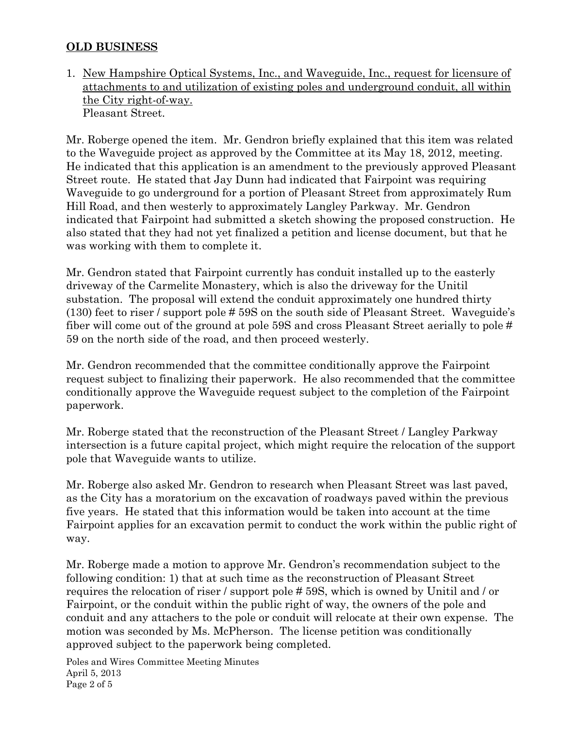## **OLD BUSINESS**

1. New Hampshire Optical Systems, Inc., and Waveguide, Inc., request for licensure of attachments to and utilization of existing poles and underground conduit, all within the City right-of-way.
   Pleasant Street.

Mr. Roberge opened the item. Mr. Gendron briefly explained that this item was related to the Waveguide project as approved by the Committee at its May 18, 2012, meeting. He indicated that this application is an amendment to the previously approved Pleasant Street route. He stated that Jay Dunn had indicated that Fairpoint was requiring Waveguide to go underground for a portion of Pleasant Street from approximately Rum Hill Road, and then westerly to approximately Langley Parkway. Mr. Gendron indicated that Fairpoint had submitted a sketch showing the proposed construction. He also stated that they had not yet finalized a petition and license document, but that he was working with them to complete it.

Mr. Gendron stated that Fairpoint currently has conduit installed up to the easterly driveway of the Carmelite Monastery, which is also the driveway for the Unitil substation. The proposal will extend the conduit approximately one hundred thirty (130) feet to riser / support pole # 59S on the south side of Pleasant Street. Waveguide's fiber will come out of the ground at pole 59S and cross Pleasant Street aerially to pole # 59 on the north side of the road, and then proceed westerly.

Mr. Gendron recommended that the committee conditionally approve the Fairpoint request subject to finalizing their paperwork. He also recommended that the committee conditionally approve the Waveguide request subject to the completion of the Fairpoint paperwork.

Mr. Roberge stated that the reconstruction of the Pleasant Street / Langley Parkway intersection is a future capital project, which might require the relocation of the support pole that Waveguide wants to utilize.

Mr. Roberge also asked Mr. Gendron to research when Pleasant Street was last paved, as the City has a moratorium on the excavation of roadways paved within the previous five years. He stated that this information would be taken into account at the time Fairpoint applies for an excavation permit to conduct the work within the public right of way.

Mr. Roberge made a motion to approve Mr. Gendron's recommendation subject to the following condition: 1) that at such time as the reconstruction of Pleasant Street requires the relocation of riser / support pole # 59S, which is owned by Unitil and / or Fairpoint, or the conduit within the public right of way, the owners of the pole and conduit and any attachers to the pole or conduit will relocate at their own expense. The motion was seconded by Ms. McPherson. The license petition was conditionally approved subject to the paperwork being completed.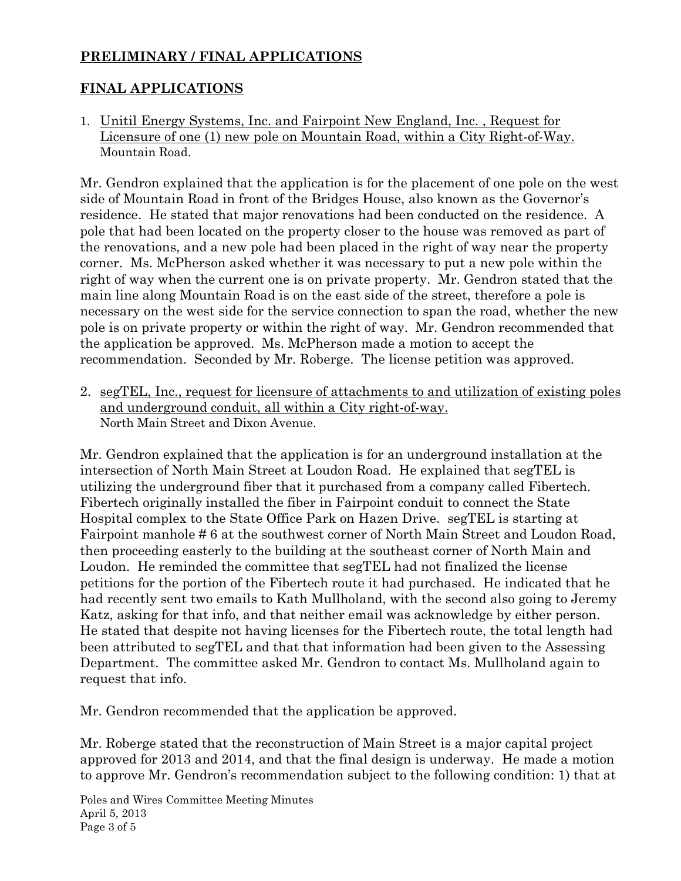## PRELIMINARY / FINAL APPLICATIONS

## FINAL APPLICATIONS

1. Unitil Energy Systems, Inc. and Fairpoint New England, Inc. , Request for Licensure of one (1) new pole on Mountain Road, within a City Right-of-Way.
   Mountain Road.

Mr. Gendron explained that the application is for the placement of one pole on the west side of Mountain Road in front of the Bridges House, also known as the Governor's residence. He stated that major renovations had been conducted on the residence. A pole that had been located on the property closer to the house was removed as part of the renovations, and a new pole had been placed in the right of way near the property corner. Ms. McPherson asked whether it was necessary to put a new pole within the right of way when the current one is on private property. Mr. Gendron stated that the main line along Mountain Road is on the east side of the street, therefore a pole is necessary on the west side for the service connection to span the road, whether the new pole is on private property or within the right of way. Mr. Gendron recommended that the application be approved. Ms. McPherson made a motion to accept the recommendation. Seconded by Mr. Roberge. The license petition was approved.

2. segTEL, Inc., request for licensure of attachments to and utilization of existing poles and underground conduit, all within a City right-of-way.
   North Main Street and Dixon Avenue.

Mr. Gendron explained that the application is for an underground installation at the intersection of North Main Street at Loudon Road. He explained that segTEL is utilizing the underground fiber that it purchased from a company called Fibertech. Fibertech originally installed the fiber in Fairpoint conduit to connect the State Hospital complex to the State Office Park on Hazen Drive. segTEL is starting at Fairpoint manhole # 6 at the southwest corner of North Main Street and Loudon Road, then proceeding easterly to the building at the southeast corner of North Main and Loudon. He reminded the committee that segTEL had not finalized the license petitions for the portion of the Fibertech route it had purchased. He indicated that he had recently sent two emails to Kath Mullholand, with the second also going to Jeremy Katz, asking for that info, and that neither email was acknowledge by either person. He stated that despite not having licenses for the Fibertech route, the total length had been attributed to segTEL and that that information had been given to the Assessing Department. The committee asked Mr. Gendron to contact Ms. Mullholand again to request that info.

Mr. Gendron recommended that the application be approved.

Mr. Roberge stated that the reconstruction of Main Street is a major capital project approved for 2013 and 2014, and that the final design is underway. He made a motion to approve Mr. Gendron's recommendation subject to the following condition: 1) that at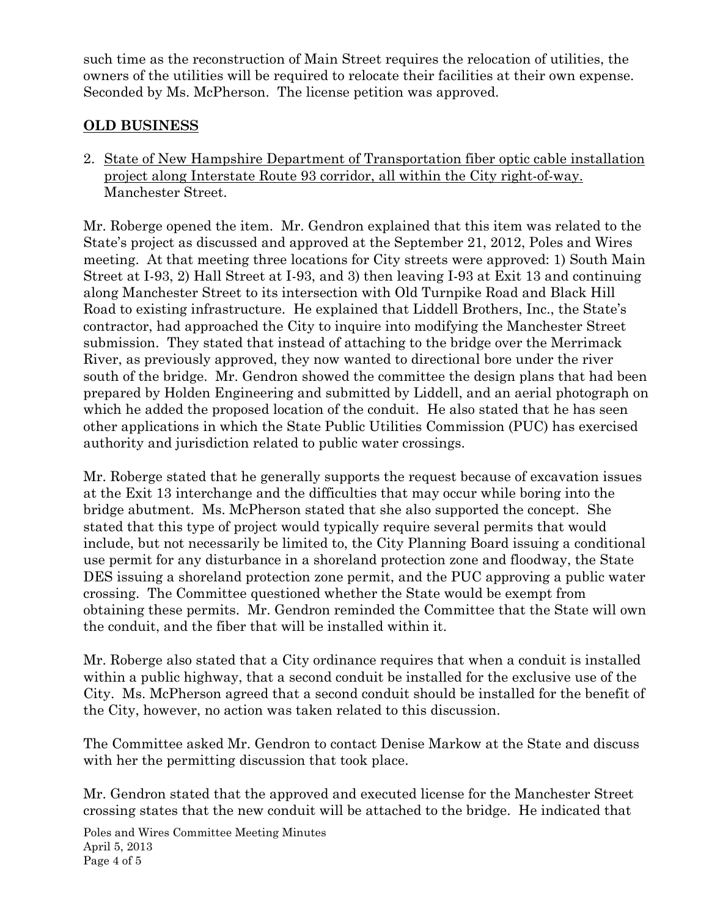such time as the reconstruction of Main Street requires the relocation of utilities, the owners of the utilities will be required to relocate their facilities at their own expense. Seconded by Ms. McPherson. The license petition was approved.

## OLD BUSINESS

2. State of New Hampshire Department of Transportation fiber optic cable installation project along Interstate Route 93 corridor, all within the City right-of-way. Manchester Street.

Mr. Roberge opened the item. Mr. Gendron explained that this item was related to the State's project as discussed and approved at the September 21, 2012, Poles and Wires meeting. At that meeting three locations for City streets were approved: 1) South Main Street at I-93, 2) Hall Street at I-93, and 3) then leaving I-93 at Exit 13 and continuing along Manchester Street to its intersection with Old Turnpike Road and Black Hill Road to existing infrastructure. He explained that Liddell Brothers, Inc., the State's contractor, had approached the City to inquire into modifying the Manchester Street submission. They stated that instead of attaching to the bridge over the Merrimack River, as previously approved, they now wanted to directional bore under the river south of the bridge. Mr. Gendron showed the committee the design plans that had been prepared by Holden Engineering and submitted by Liddell, and an aerial photograph on which he added the proposed location of the conduit. He also stated that he has seen other applications in which the State Public Utilities Commission (PUC) has exercised authority and jurisdiction related to public water crossings.

Mr. Roberge stated that he generally supports the request because of excavation issues at the Exit 13 interchange and the difficulties that may occur while boring into the bridge abutment. Ms. McPherson stated that she also supported the concept. She stated that this type of project would typically require several permits that would include, but not necessarily be limited to, the City Planning Board issuing a conditional use permit for any disturbance in a shoreland protection zone and floodway, the State DES issuing a shoreland protection zone permit, and the PUC approving a public water crossing. The Committee questioned whether the State would be exempt from obtaining these permits. Mr. Gendron reminded the Committee that the State will own the conduit, and the fiber that will be installed within it.

Mr. Roberge also stated that a City ordinance requires that when a conduit is installed within a public highway, that a second conduit be installed for the exclusive use of the City. Ms. McPherson agreed that a second conduit should be installed for the benefit of the City, however, no action was taken related to this discussion.

The Committee asked Mr. Gendron to contact Denise Markow at the State and discuss with her the permitting discussion that took place.

Mr. Gendron stated that the approved and executed license for the Manchester Street crossing states that the new conduit will be attached to the bridge. He indicated that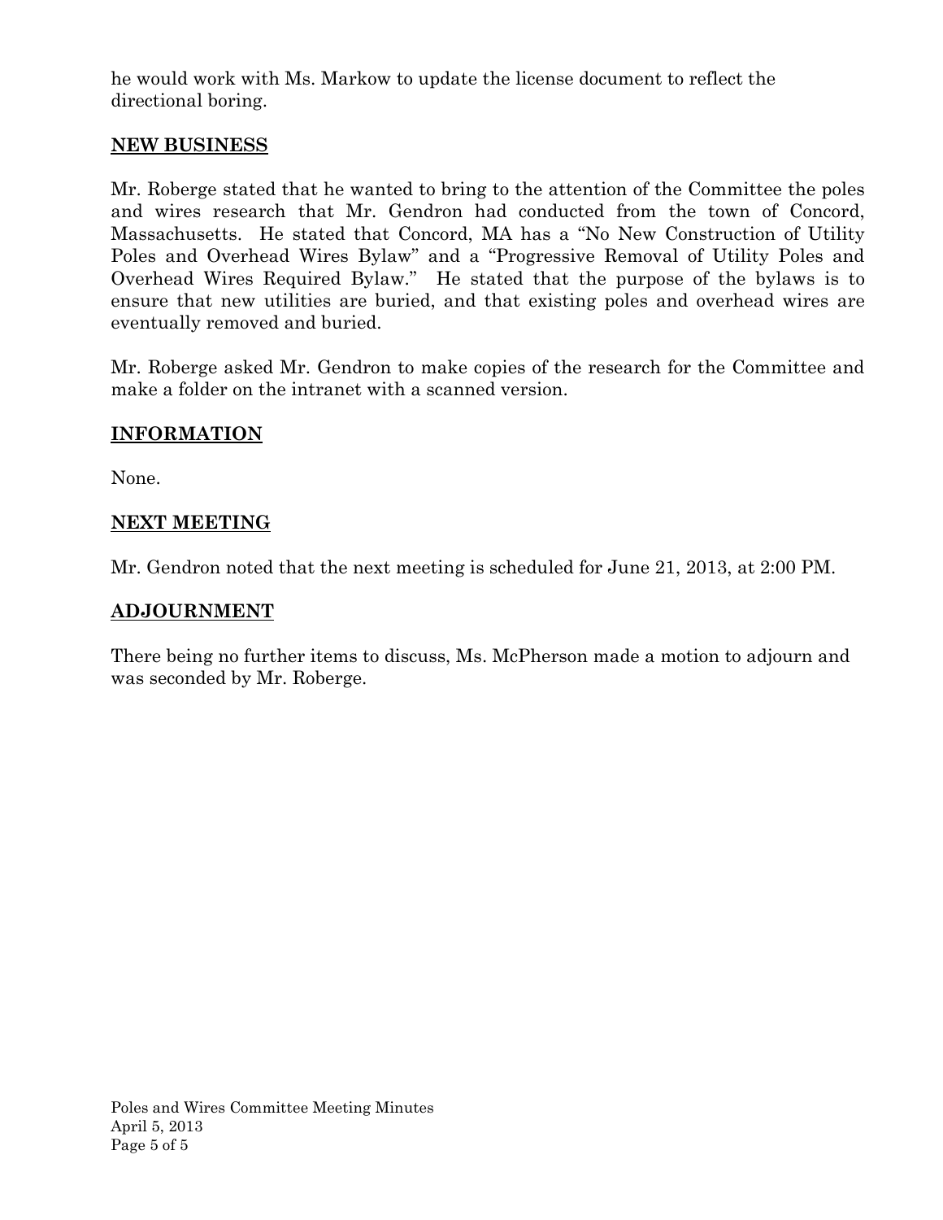he would work with Ms. Markow to update the license document to reflect the directional boring.

## NEW BUSINESS

Mr. Roberge stated that he wanted to bring to the attention of the Committee the poles and wires research that Mr. Gendron had conducted from the town of Concord, Massachusetts. He stated that Concord, MA has a "No New Construction of Utility Poles and Overhead Wires Bylaw" and a "Progressive Removal of Utility Poles and Overhead Wires Required Bylaw." He stated that the purpose of the bylaws is to ensure that new utilities are buried, and that existing poles and overhead wires are eventually removed and buried.

Mr. Roberge asked Mr. Gendron to make copies of the research for the Committee and make a folder on the intranet with a scanned version.

## INFORMATION

None.

## NEXT MEETING

Mr. Gendron noted that the next meeting is scheduled for June 21, 2013, at 2:00 PM.

## ADJOURNMENT

There being no further items to discuss, Ms. McPherson made a motion to adjourn and was seconded by Mr. Roberge.